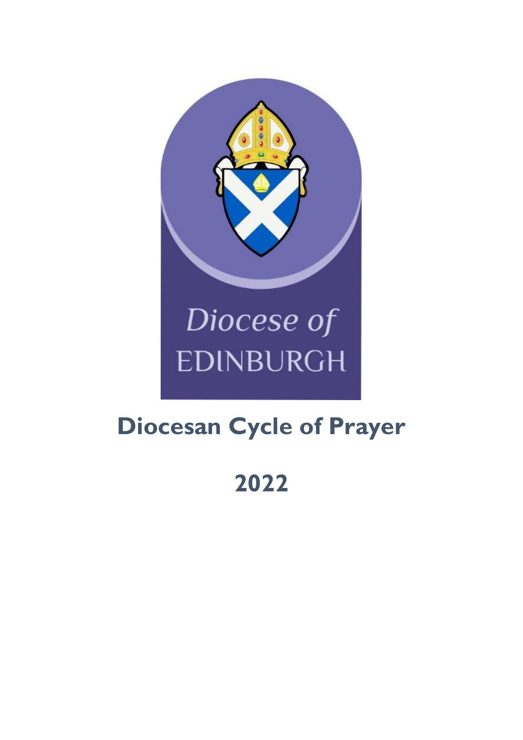Diocese of
EDINBURGH

# Diocesan Cycle of Prayer

# 2022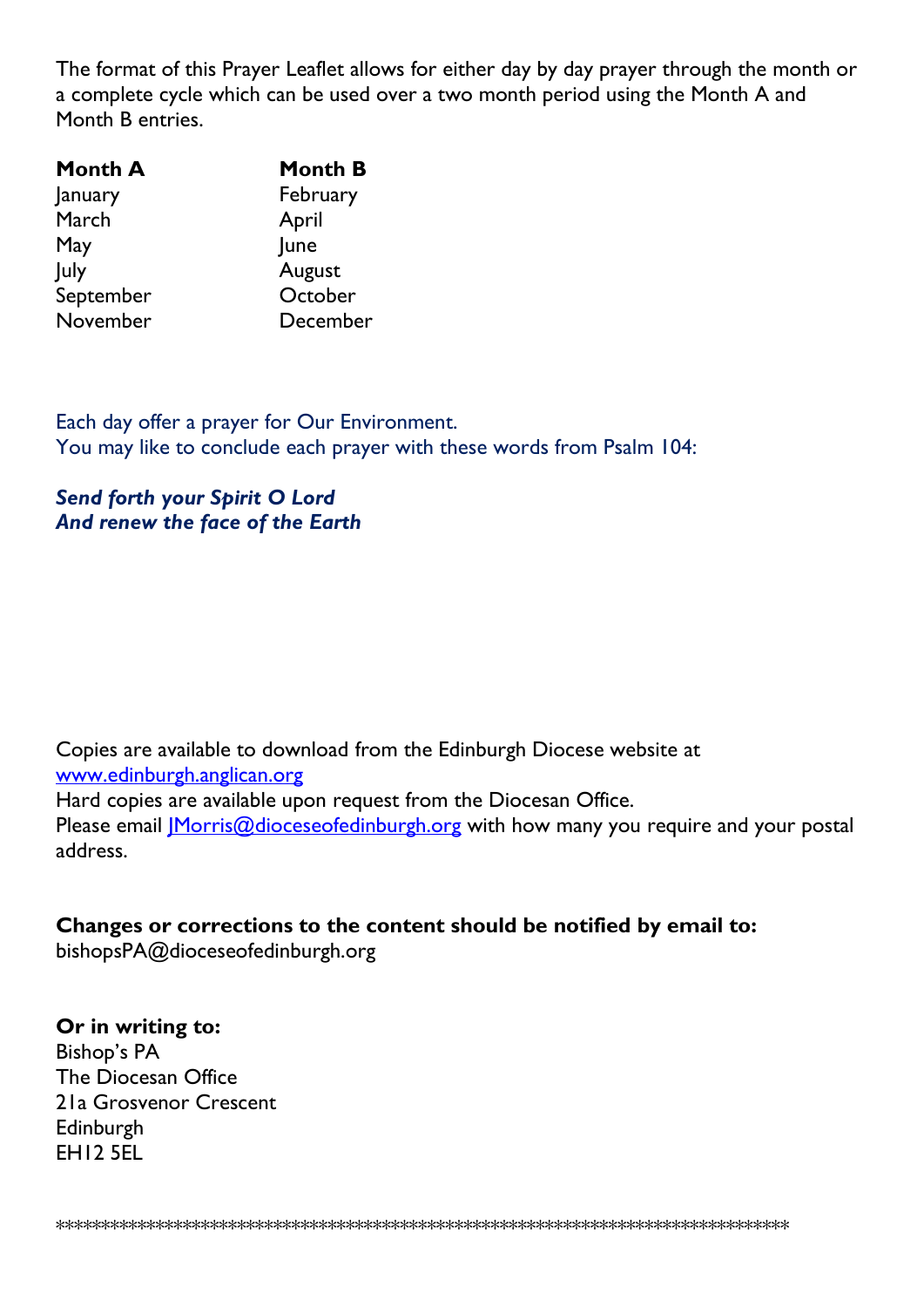The format of this Prayer Leaflet allows for either day by day prayer through the month or a complete cycle which can be used over a two month period using the Month A and Month B entries.

| **Month A** | **Month B** |
| --- | --- |
| January | February |
| March | April |
| May | June |
| July | August |
| September | October |
| November | December |

Each day offer a prayer for Our Environment.
You may like to conclude each prayer with these words from Psalm 104:

***Send forth your Spirit O Lord***
***And renew the face of the Earth***

Copies are available to download from the Edinburgh Diocese website at [www.edinburgh.anglican.org](http://www.edinburgh.anglican.org)
Hard copies are available upon request from the Diocesan Office.
Please email [JMorris@dioceseofedinburgh.org](mailto:JMorris@dioceseofedinburgh.org) with how many you require and your postal address.

**Changes or corrections to the content should be notified by email to:**
bishopsPA@dioceseofedinburgh.org

**Or in writing to:**
Bishop's PA
The Diocesan Office
21a Grosvenor Crescent
Edinburgh
EH12 5EL

\*\*\*\*\*\*\*\*\*\*\*\*\*\*\*\*\*\*\*\*\*\*\*\*\*\*\*\*\*\*\*\*\*\*\*\*\*\*\*\*\*\*\*\*\*\*\*\*\*\*\*\*\*\*\*\*\*\*\*\*\*\*\*\*\*\*\*\*\*\*\*\*\*\*\*\*\*\*\*\*\*\*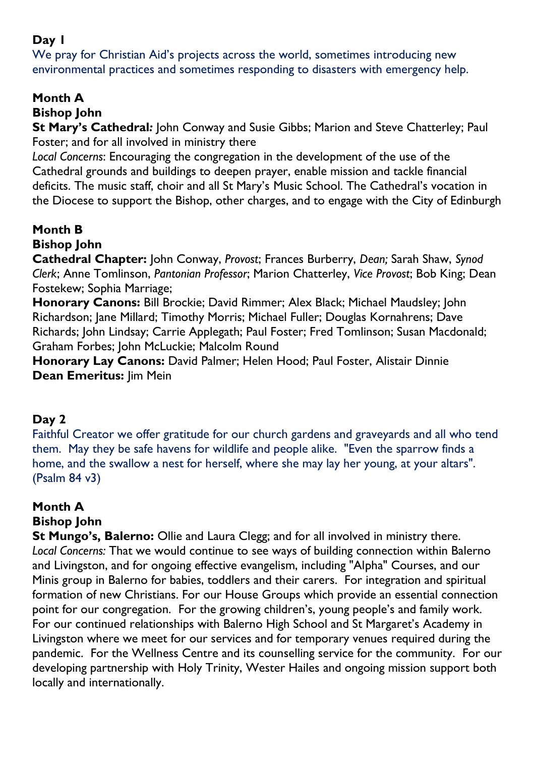**Day 1**

We pray for Christian Aid's projects across the world, sometimes introducing new environmental practices and sometimes responding to disasters with emergency help.

**Month A**
**Bishop John**
**St Mary's Cathedral:** John Conway and Susie Gibbs; Marion and Steve Chatterley; Paul Foster; and for all involved in ministry there
*Local Concerns*: Encouraging the congregation in the development of the use of the Cathedral grounds and buildings to deepen prayer, enable mission and tackle financial deficits. The music staff, choir and all St Mary's Music School. The Cathedral's vocation in the Diocese to support the Bishop, other charges, and to engage with the City of Edinburgh

**Month B**
**Bishop John**
**Cathedral Chapter:** John Conway, *Provost*; Frances Burberry, *Dean;* Sarah Shaw, *Synod Clerk*; Anne Tomlinson, *Pantonian Professor*; Marion Chatterley, *Vice Provost*; Bob King; Dean Fostekew; Sophia Marriage;
**Honorary Canons:** Bill Brockie; David Rimmer; Alex Black; Michael Maudsley; John Richardson; Jane Millard; Timothy Morris; Michael Fuller; Douglas Kornahrens; Dave Richards; John Lindsay; Carrie Applegath; Paul Foster; Fred Tomlinson; Susan Macdonald; Graham Forbes; John McLuckie; Malcolm Round
**Honorary Lay Canons:** David Palmer; Helen Hood; Paul Foster, Alistair Dinnie
**Dean Emeritus:** Jim Mein

**Day 2**

Faithful Creator we offer gratitude for our church gardens and graveyards and all who tend them. May they be safe havens for wildlife and people alike. "Even the sparrow finds a home, and the swallow a nest for herself, where she may lay her young, at your altars". (Psalm 84 v3)

**Month A**
**Bishop John**
**St Mungo's, Balerno:** Ollie and Laura Clegg; and for all involved in ministry there.
*Local Concerns:* That we would continue to see ways of building connection within Balerno and Livingston, and for ongoing effective evangelism, including "Alpha" Courses, and our Minis group in Balerno for babies, toddlers and their carers. For integration and spiritual formation of new Christians. For our House Groups which provide an essential connection point for our congregation. For the growing children's, young people's and family work. For our continued relationships with Balerno High School and St Margaret's Academy in Livingston where we meet for our services and for temporary venues required during the pandemic. For the Wellness Centre and its counselling service for the community. For our developing partnership with Holy Trinity, Wester Hailes and ongoing mission support both locally and internationally.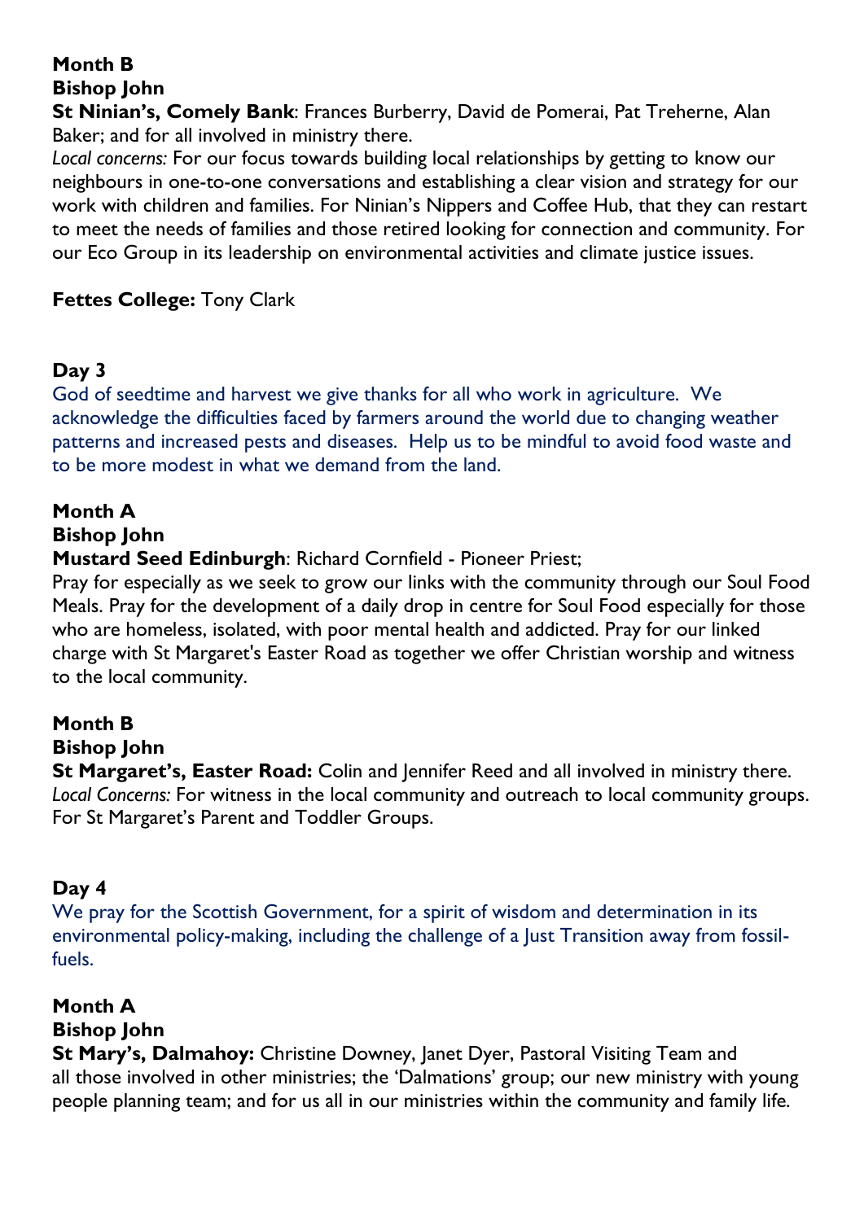**Month B**

**Bishop John**

**St Ninian's, Comely Bank**: Frances Burberry, David de Pomerai, Pat Treherne, Alan Baker; and for all involved in ministry there.

*Local concerns:* For our focus towards building local relationships by getting to know our neighbours in one-to-one conversations and establishing a clear vision and strategy for our work with children and families. For Ninian's Nippers and Coffee Hub, that they can restart to meet the needs of families and those retired looking for connection and community. For our Eco Group in its leadership on environmental activities and climate justice issues.

**Fettes College:** Tony Clark

## Day 3

God of seedtime and harvest we give thanks for all who work in agriculture. We acknowledge the difficulties faced by farmers around the world due to changing weather patterns and increased pests and diseases. Help us to be mindful to avoid food waste and to be more modest in what we demand from the land.

**Month A**

**Bishop John**

**Mustard Seed Edinburgh**: Richard Cornfield - Pioneer Priest;

Pray for especially as we seek to grow our links with the community through our Soul Food Meals. Pray for the development of a daily drop in centre for Soul Food especially for those who are homeless, isolated, with poor mental health and addicted. Pray for our linked charge with St Margaret's Easter Road as together we offer Christian worship and witness to the local community.

**Month B**

**Bishop John**

**St Margaret's, Easter Road:** Colin and Jennifer Reed and all involved in ministry there.

*Local Concerns:* For witness in the local community and outreach to local community groups. For St Margaret's Parent and Toddler Groups.

## Day 4

We pray for the Scottish Government, for a spirit of wisdom and determination in its environmental policy-making, including the challenge of a Just Transition away from fossil-fuels.

**Month A**

**Bishop John**

**St Mary's, Dalmahoy:** Christine Downey, Janet Dyer, Pastoral Visiting Team and all those involved in other ministries; the 'Dalmations' group; our new ministry with young people planning team; and for us all in our ministries within the community and family life.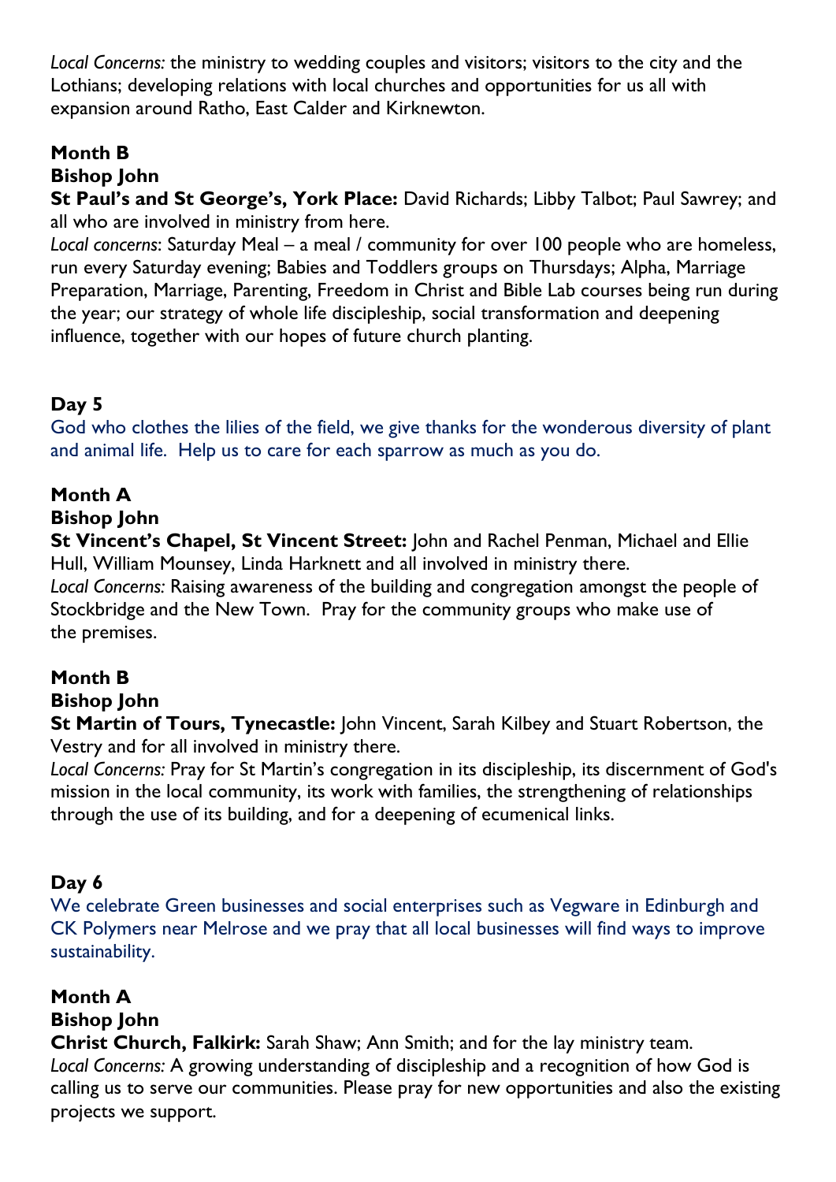*Local Concerns:* the ministry to wedding couples and visitors; visitors to the city and the Lothians; developing relations with local churches and opportunities for us all with expansion around Ratho, East Calder and Kirknewton.

**Month B**
**Bishop John**
**St Paul's and St George's, York Place:** David Richards; Libby Talbot; Paul Sawrey; and all who are involved in ministry from here.
*Local concerns*: Saturday Meal – a meal / community for over 100 people who are homeless, run every Saturday evening; Babies and Toddlers groups on Thursdays; Alpha, Marriage Preparation, Marriage, Parenting, Freedom in Christ and Bible Lab courses being run during the year; our strategy of whole life discipleship, social transformation and deepening influence, together with our hopes of future church planting.

**Day 5**
God who clothes the lilies of the field, we give thanks for the wonderous diversity of plant and animal life. Help us to care for each sparrow as much as you do.

**Month A**
**Bishop John**
**St Vincent's Chapel, St Vincent Street:** John and Rachel Penman, Michael and Ellie Hull, William Mounsey, Linda Harknett and all involved in ministry there.
*Local Concerns:* Raising awareness of the building and congregation amongst the people of Stockbridge and the New Town. Pray for the community groups who make use of the premises.

**Month B**
**Bishop John**
**St Martin of Tours, Tynecastle:** John Vincent, Sarah Kilbey and Stuart Robertson, the Vestry and for all involved in ministry there.
*Local Concerns:* Pray for St Martin's congregation in its discipleship, its discernment of God's mission in the local community, its work with families, the strengthening of relationships through the use of its building, and for a deepening of ecumenical links.

**Day 6**
We celebrate Green businesses and social enterprises such as Vegware in Edinburgh and CK Polymers near Melrose and we pray that all local businesses will find ways to improve sustainability.

**Month A**
**Bishop John**
**Christ Church, Falkirk:** Sarah Shaw; Ann Smith; and for the lay ministry team.
*Local Concerns:* A growing understanding of discipleship and a recognition of how God is calling us to serve our communities. Please pray for new opportunities and also the existing projects we support.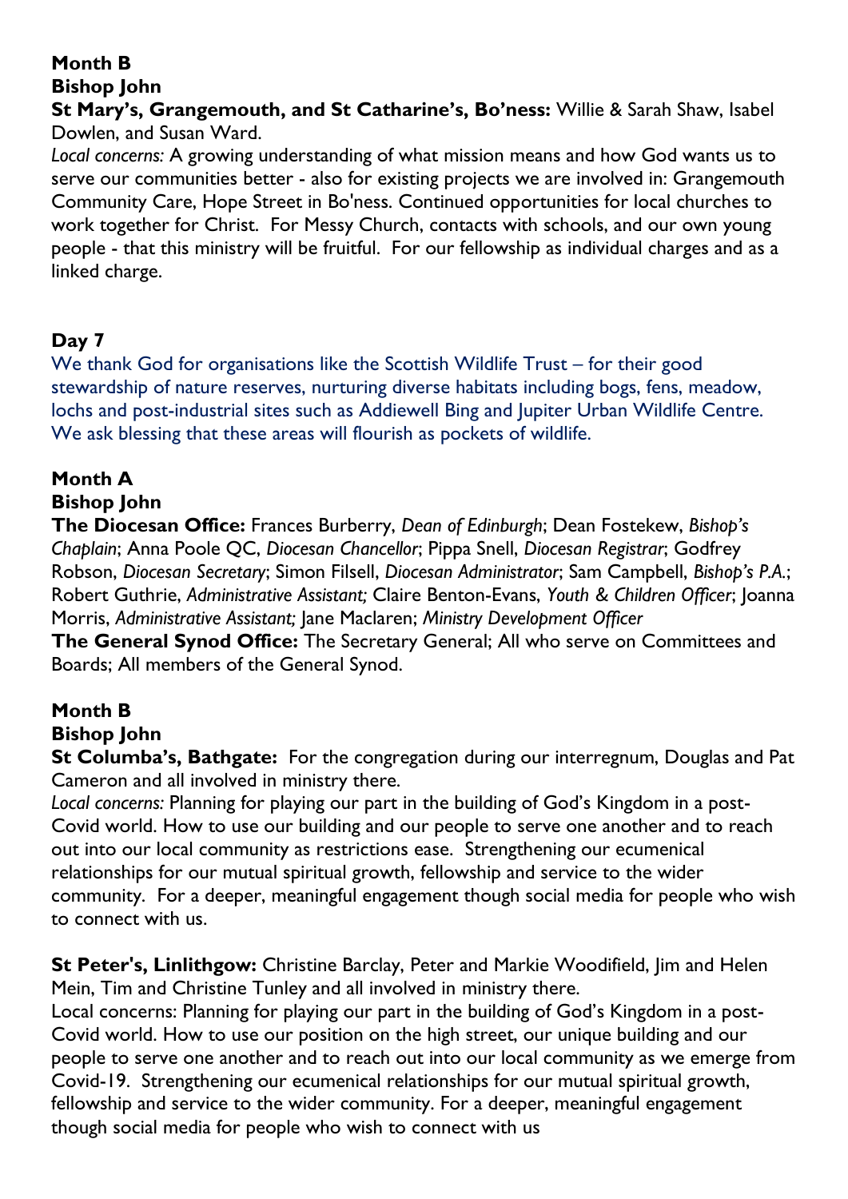**Month B**
**Bishop John**
**St Mary's, Grangemouth, and St Catharine's, Bo'ness:** Willie & Sarah Shaw, Isabel Dowlen, and Susan Ward.
*Local concerns:* A growing understanding of what mission means and how God wants us to serve our communities better - also for existing projects we are involved in: Grangemouth Community Care, Hope Street in Bo'ness. Continued opportunities for local churches to work together for Christ. For Messy Church, contacts with schools, and our own young people - that this ministry will be fruitful. For our fellowship as individual charges and as a linked charge.

**Day 7**

We thank God for organisations like the Scottish Wildlife Trust – for their good stewardship of nature reserves, nurturing diverse habitats including bogs, fens, meadow, lochs and post-industrial sites such as Addiewell Bing and Jupiter Urban Wildlife Centre. We ask blessing that these areas will flourish as pockets of wildlife.

**Month A**
**Bishop John**
**The Diocesan Office:** Frances Burberry, *Dean of Edinburgh*; Dean Fostekew, *Bishop's Chaplain*; Anna Poole QC, *Diocesan Chancellor*; Pippa Snell, *Diocesan Registrar*; Godfrey Robson, *Diocesan Secretary*; Simon Filsell, *Diocesan Administrator*; Sam Campbell, *Bishop's P.A.*; Robert Guthrie, *Administrative Assistant;* Claire Benton-Evans, *Youth & Children Officer*; Joanna Morris, *Administrative Assistant;* Jane Maclaren; *Ministry Development Officer*
**The General Synod Office:** The Secretary General; All who serve on Committees and Boards; All members of the General Synod.

**Month B**
**Bishop John**
**St Columba's, Bathgate:** For the congregation during our interregnum, Douglas and Pat Cameron and all involved in ministry there.
*Local concerns:* Planning for playing our part in the building of God's Kingdom in a post-Covid world. How to use our building and our people to serve one another and to reach out into our local community as restrictions ease. Strengthening our ecumenical relationships for our mutual spiritual growth, fellowship and service to the wider community. For a deeper, meaningful engagement though social media for people who wish to connect with us.

**St Peter's, Linlithgow:** Christine Barclay, Peter and Markie Woodifield, Jim and Helen Mein, Tim and Christine Tunley and all involved in ministry there.
Local concerns: Planning for playing our part in the building of God's Kingdom in a post-Covid world. How to use our position on the high street, our unique building and our people to serve one another and to reach out into our local community as we emerge from Covid-19. Strengthening our ecumenical relationships for our mutual spiritual growth, fellowship and service to the wider community. For a deeper, meaningful engagement though social media for people who wish to connect with us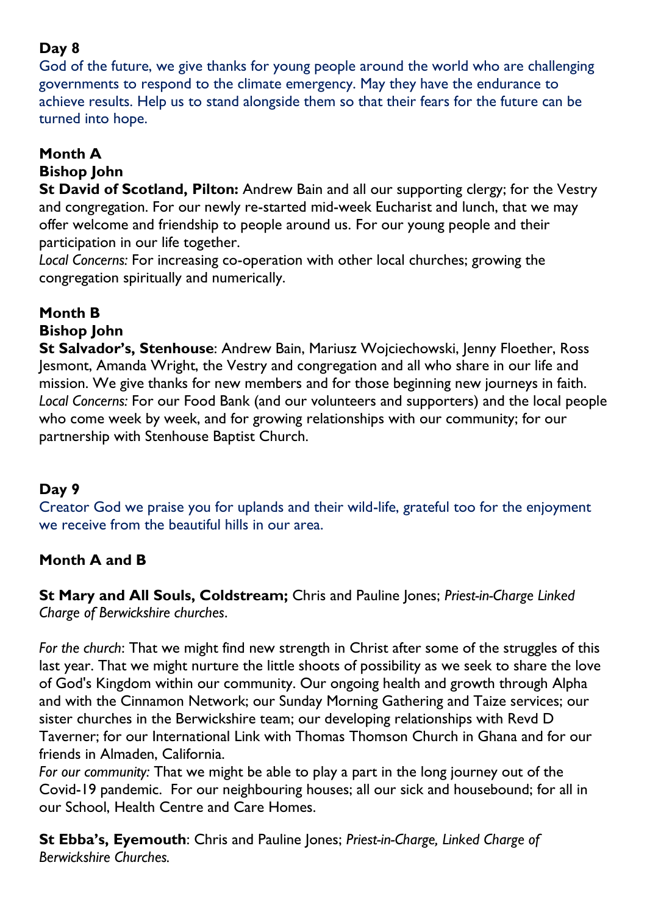**Day 8**

God of the future, we give thanks for young people around the world who are challenging governments to respond to the climate emergency. May they have the endurance to achieve results. Help us to stand alongside them so that their fears for the future can be turned into hope.

**Month A**

**Bishop John**

**St David of Scotland, Pilton:** Andrew Bain and all our supporting clergy; for the Vestry and congregation. For our newly re-started mid-week Eucharist and lunch, that we may offer welcome and friendship to people around us. For our young people and their participation in our life together.

*Local Concerns:* For increasing co-operation with other local churches; growing the congregation spiritually and numerically.

**Month B**

**Bishop John**

**St Salvador's, Stenhouse**: Andrew Bain, Mariusz Wojciechowski, Jenny Floether, Ross Jesmont, Amanda Wright, the Vestry and congregation and all who share in our life and mission. We give thanks for new members and for those beginning new journeys in faith.

*Local Concerns:* For our Food Bank (and our volunteers and supporters) and the local people who come week by week, and for growing relationships with our community; for our partnership with Stenhouse Baptist Church.

**Day 9**

Creator God we praise you for uplands and their wild-life, grateful too for the enjoyment we receive from the beautiful hills in our area.

**Month A and B**

**St Mary and All Souls, Coldstream;** Chris and Pauline Jones; *Priest-in-Charge Linked Charge of Berwickshire churches*.

*For the church*: That we might find new strength in Christ after some of the struggles of this last year. That we might nurture the little shoots of possibility as we seek to share the love of God's Kingdom within our community. Our ongoing health and growth through Alpha and with the Cinnamon Network; our Sunday Morning Gathering and Taize services; our sister churches in the Berwickshire team; our developing relationships with Revd D Taverner; for our International Link with Thomas Thomson Church in Ghana and for our friends in Almaden, California.

*For our community:* That we might be able to play a part in the long journey out of the Covid-19 pandemic. For our neighbouring houses; all our sick and housebound; for all in our School, Health Centre and Care Homes.

**St Ebba's, Eyemouth**: Chris and Pauline Jones; *Priest-in-Charge, Linked Charge of Berwickshire Churches.*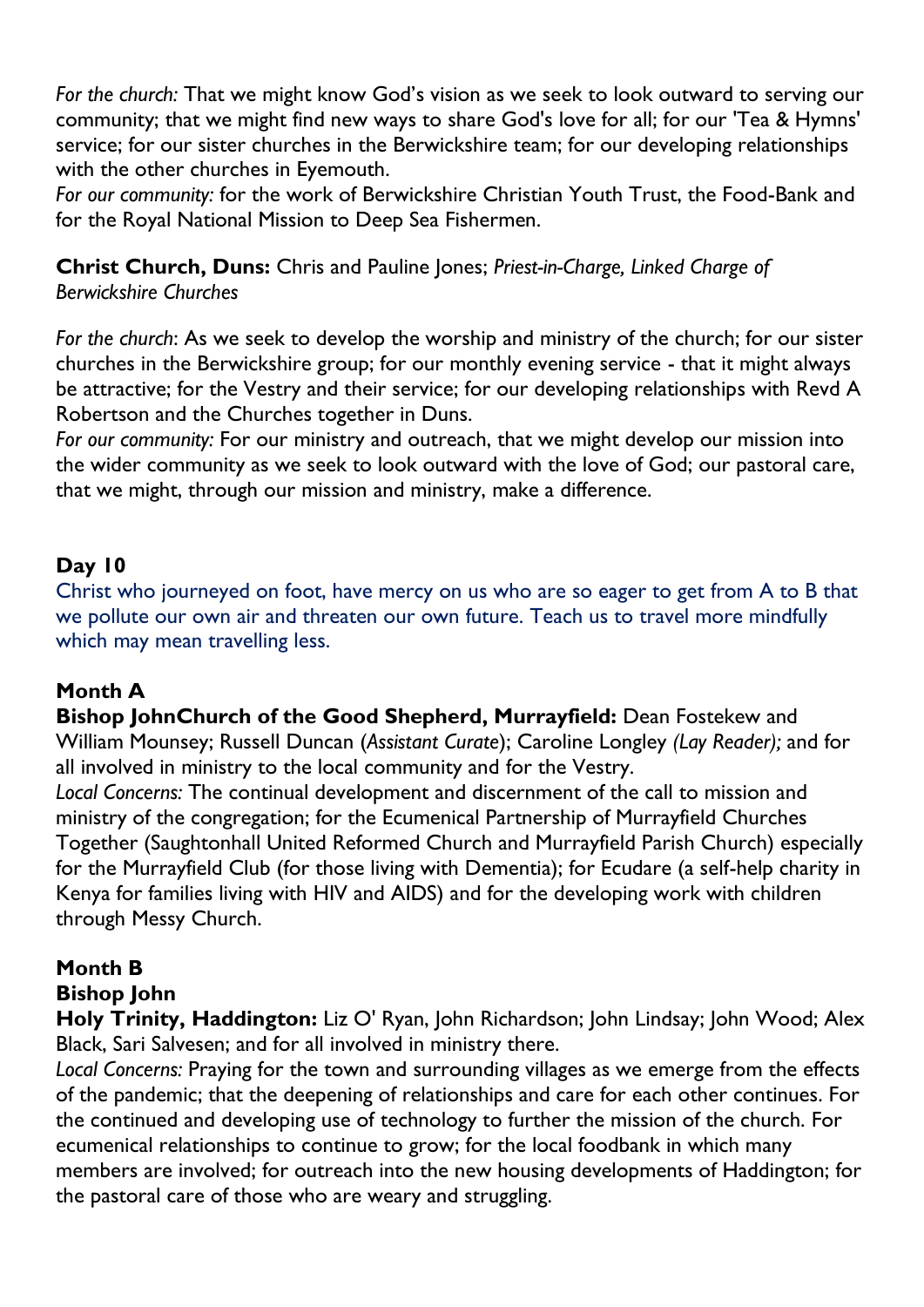*For the church:* That we might know God's vision as we seek to look outward to serving our community; that we might find new ways to share God's love for all; for our 'Tea & Hymns' service; for our sister churches in the Berwickshire team; for our developing relationships with the other churches in Eyemouth.
*For our community:* for the work of Berwickshire Christian Youth Trust, the Food-Bank and for the Royal National Mission to Deep Sea Fishermen.

**Christ Church, Duns:** Chris and Pauline Jones; *Priest-in-Charge, Linked Charge of Berwickshire Churches*

*For the church*: As we seek to develop the worship and ministry of the church; for our sister churches in the Berwickshire group; for our monthly evening service - that it might always be attractive; for the Vestry and their service; for our developing relationships with Revd A Robertson and the Churches together in Duns.
*For our community:* For our ministry and outreach, that we might develop our mission into the wider community as we seek to look outward with the love of God; our pastoral care, that we might, through our mission and ministry, make a difference.

## Day 10

Christ who journeyed on foot, have mercy on us who are so eager to get from A to B that we pollute our own air and threaten our own future. Teach us to travel more mindfully which may mean travelling less.

### Month A

**Bishop JohnChurch of the Good Shepherd, Murrayfield:** Dean Fostekew and William Mounsey; Russell Duncan (*Assistant Curate*); Caroline Longley *(Lay Reader);* and for all involved in ministry to the local community and for the Vestry.
*Local Concerns:* The continual development and discernment of the call to mission and ministry of the congregation; for the Ecumenical Partnership of Murrayfield Churches Together (Saughtonhall United Reformed Church and Murrayfield Parish Church) especially for the Murrayfield Club (for those living with Dementia); for Ecudare (a self-help charity in Kenya for families living with HIV and AIDS) and for the developing work with children through Messy Church.

### Month B

**Bishop John**

**Holy Trinity, Haddington:** Liz O' Ryan, John Richardson; John Lindsay; John Wood; Alex Black, Sari Salvesen; and for all involved in ministry there.
*Local Concerns:* Praying for the town and surrounding villages as we emerge from the effects of the pandemic; that the deepening of relationships and care for each other continues. For the continued and developing use of technology to further the mission of the church. For ecumenical relationships to continue to grow; for the local foodbank in which many members are involved; for outreach into the new housing developments of Haddington; for the pastoral care of those who are weary and struggling.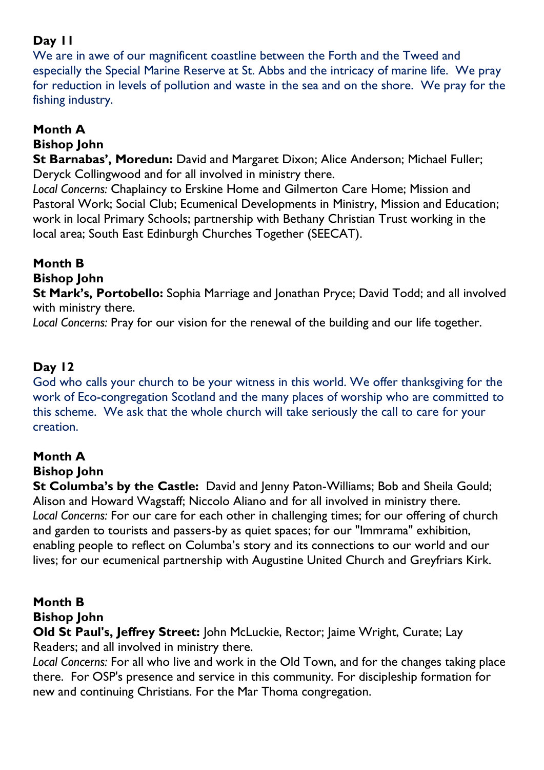**Day 11**

We are in awe of our magnificent coastline between the Forth and the Tweed and especially the Special Marine Reserve at St. Abbs and the intricacy of marine life. We pray for reduction in levels of pollution and waste in the sea and on the shore. We pray for the fishing industry.

**Month A**

**Bishop John**

**St Barnabas', Moredun:** David and Margaret Dixon; Alice Anderson; Michael Fuller; Deryck Collingwood and for all involved in ministry there.

*Local Concerns:* Chaplaincy to Erskine Home and Gilmerton Care Home; Mission and Pastoral Work; Social Club; Ecumenical Developments in Ministry, Mission and Education; work in local Primary Schools; partnership with Bethany Christian Trust working in the local area; South East Edinburgh Churches Together (SEECAT).

**Month B**

**Bishop John**

**St Mark's, Portobello:** Sophia Marriage and Jonathan Pryce; David Todd; and all involved with ministry there.

*Local Concerns:* Pray for our vision for the renewal of the building and our life together.

**Day 12**

God who calls your church to be your witness in this world. We offer thanksgiving for the work of Eco-congregation Scotland and the many places of worship who are committed to this scheme. We ask that the whole church will take seriously the call to care for your creation.

**Month A**

**Bishop John**

**St Columba's by the Castle:** David and Jenny Paton-Williams; Bob and Sheila Gould; Alison and Howard Wagstaff; Niccolo Aliano and for all involved in ministry there.

*Local Concerns:* For our care for each other in challenging times; for our offering of church and garden to tourists and passers-by as quiet spaces; for our "Immrama" exhibition, enabling people to reflect on Columba's story and its connections to our world and our lives; for our ecumenical partnership with Augustine United Church and Greyfriars Kirk.

**Month B**

**Bishop John**

**Old St Paul's, Jeffrey Street:** John McLuckie, Rector; Jaime Wright, Curate; Lay Readers; and all involved in ministry there.

*Local Concerns:* For all who live and work in the Old Town, and for the changes taking place there. For OSP's presence and service in this community. For discipleship formation for new and continuing Christians. For the Mar Thoma congregation.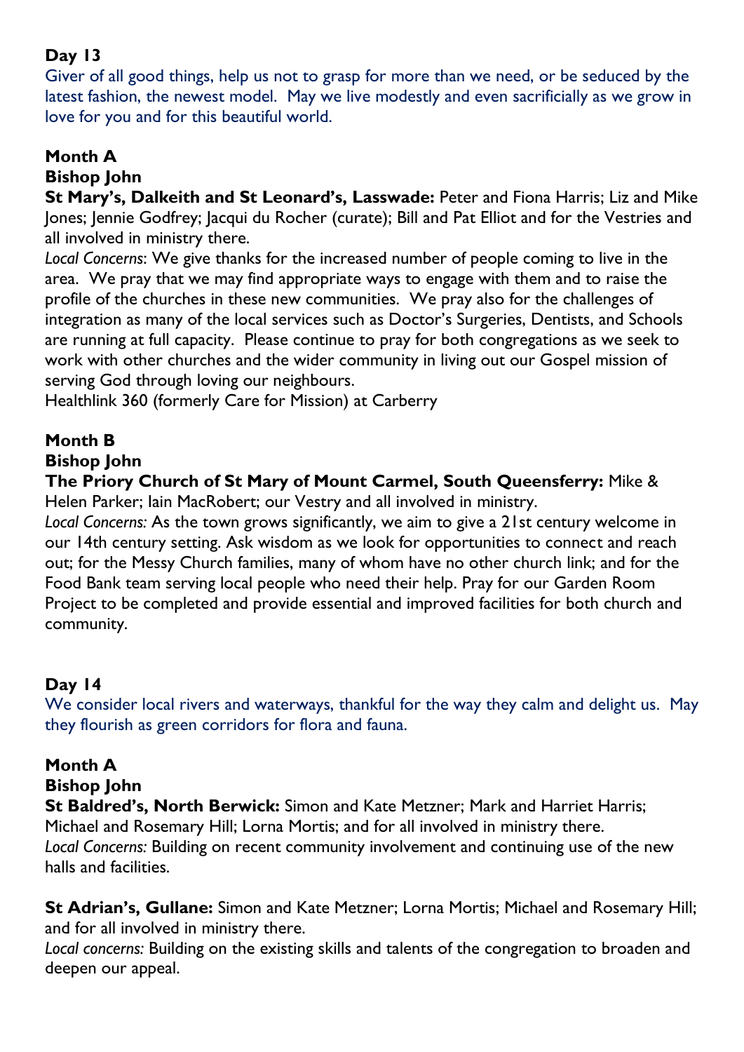### Day 13

Giver of all good things, help us not to grasp for more than we need, or be seduced by the latest fashion, the newest model. May we live modestly and even sacrificially as we grow in love for you and for this beautiful world.

**Month A**

**Bishop John**

**St Mary's, Dalkeith and St Leonard's, Lasswade:** Peter and Fiona Harris; Liz and Mike Jones; Jennie Godfrey; Jacqui du Rocher (curate); Bill and Pat Elliot and for the Vestries and all involved in ministry there.

*Local Concerns*: We give thanks for the increased number of people coming to live in the area. We pray that we may find appropriate ways to engage with them and to raise the profile of the churches in these new communities. We pray also for the challenges of integration as many of the local services such as Doctor's Surgeries, Dentists, and Schools are running at full capacity. Please continue to pray for both congregations as we seek to work with other churches and the wider community in living out our Gospel mission of serving God through loving our neighbours.

Healthlink 360 (formerly Care for Mission) at Carberry

**Month B**

**Bishop John**

**The Priory Church of St Mary of Mount Carmel, South Queensferry:** Mike & Helen Parker; Iain MacRobert; our Vestry and all involved in ministry.

*Local Concerns:* As the town grows significantly, we aim to give a 21st century welcome in our 14th century setting. Ask wisdom as we look for opportunities to connect and reach out; for the Messy Church families, many of whom have no other church link; and for the Food Bank team serving local people who need their help. Pray for our Garden Room Project to be completed and provide essential and improved facilities for both church and community.

### Day 14

We consider local rivers and waterways, thankful for the way they calm and delight us. May they flourish as green corridors for flora and fauna.

**Month A**

**Bishop John**

**St Baldred's, North Berwick:** Simon and Kate Metzner; Mark and Harriet Harris; Michael and Rosemary Hill; Lorna Mortis; and for all involved in ministry there.

*Local Concerns:* Building on recent community involvement and continuing use of the new halls and facilities.

**St Adrian's, Gullane:** Simon and Kate Metzner; Lorna Mortis; Michael and Rosemary Hill; and for all involved in ministry there.

*Local concerns:* Building on the existing skills and talents of the congregation to broaden and deepen our appeal.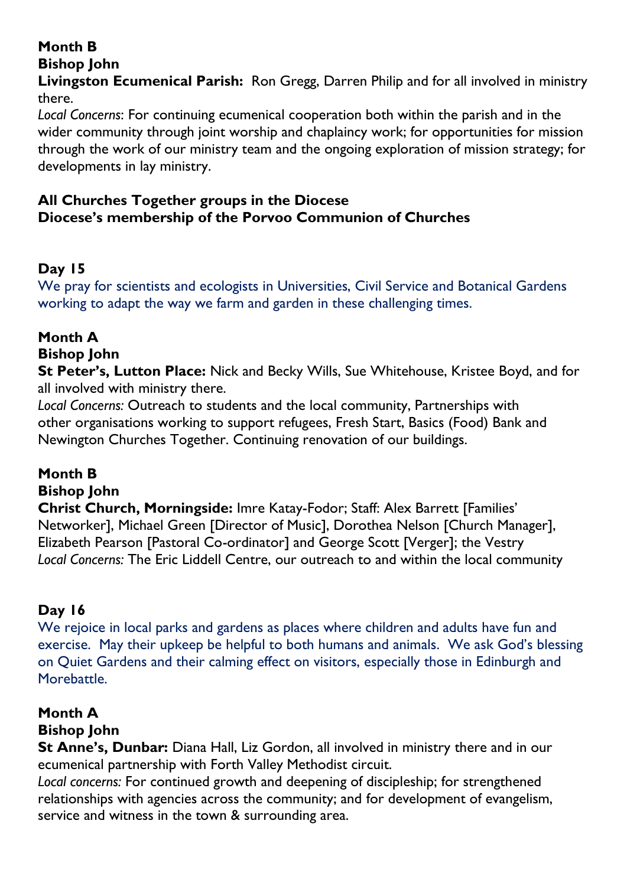**Month B**

**Bishop John**

**Livingston Ecumenical Parish:** Ron Gregg, Darren Philip and for all involved in ministry there.

*Local Concerns*: For continuing ecumenical cooperation both within the parish and in the wider community through joint worship and chaplaincy work; for opportunities for mission through the work of our ministry team and the ongoing exploration of mission strategy; for developments in lay ministry.

**All Churches Together groups in the Diocese**

**Diocese's membership of the Porvoo Communion of Churches**

## Day 15

We pray for scientists and ecologists in Universities, Civil Service and Botanical Gardens working to adapt the way we farm and garden in these challenging times.

**Month A**

**Bishop John**

**St Peter's, Lutton Place:** Nick and Becky Wills, Sue Whitehouse, Kristee Boyd, and for all involved with ministry there.

*Local Concerns:* Outreach to students and the local community, Partnerships with other organisations working to support refugees, Fresh Start, Basics (Food) Bank and Newington Churches Together. Continuing renovation of our buildings.

**Month B**

**Bishop John**

**Christ Church, Morningside:** Imre Katay-Fodor; Staff: Alex Barrett [Families' Networker], Michael Green [Director of Music], Dorothea Nelson [Church Manager], Elizabeth Pearson [Pastoral Co-ordinator] and George Scott [Verger]; the Vestry

*Local Concerns:* The Eric Liddell Centre, our outreach to and within the local community

## Day 16

We rejoice in local parks and gardens as places where children and adults have fun and exercise. May their upkeep be helpful to both humans and animals. We ask God's blessing on Quiet Gardens and their calming effect on visitors, especially those in Edinburgh and Morebattle.

**Month A**

**Bishop John**

**St Anne's, Dunbar:** Diana Hall, Liz Gordon, all involved in ministry there and in our ecumenical partnership with Forth Valley Methodist circuit.

*Local concerns:* For continued growth and deepening of discipleship; for strengthened relationships with agencies across the community; and for development of evangelism, service and witness in the town & surrounding area.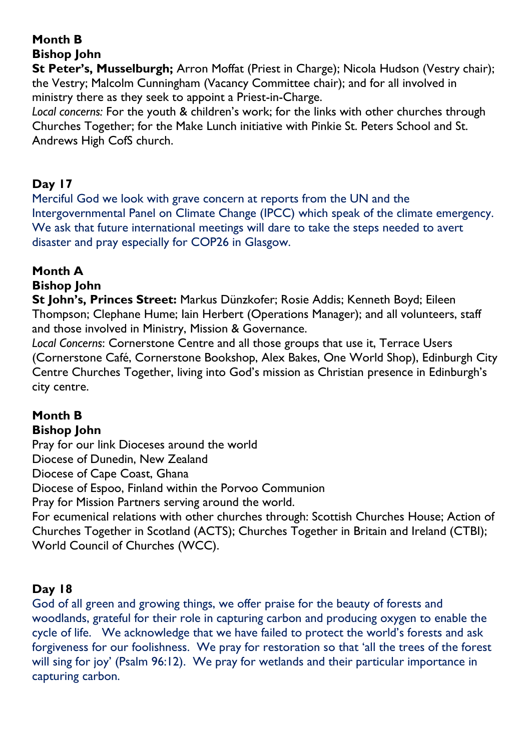**Month B**
**Bishop John**

**St Peter's, Musselburgh;** Arron Moffat (Priest in Charge); Nicola Hudson (Vestry chair); the Vestry; Malcolm Cunningham (Vacancy Committee chair); and for all involved in ministry there as they seek to appoint a Priest-in-Charge.

*Local concerns:* For the youth & children's work; for the links with other churches through Churches Together; for the Make Lunch initiative with Pinkie St. Peters School and St. Andrews High CofS church.

## Day 17

Merciful God we look with grave concern at reports from the UN and the Intergovernmental Panel on Climate Change (IPCC) which speak of the climate emergency. We ask that future international meetings will dare to take the steps needed to avert disaster and pray especially for COP26 in Glasgow.

**Month A**
**Bishop John**

**St John's, Princes Street:** Markus Dünzkofer; Rosie Addis; Kenneth Boyd; Eileen Thompson; Clephane Hume; Iain Herbert (Operations Manager); and all volunteers, staff and those involved in Ministry, Mission & Governance.

*Local Concerns*: Cornerstone Centre and all those groups that use it, Terrace Users (Cornerstone Café, Cornerstone Bookshop, Alex Bakes, One World Shop), Edinburgh City Centre Churches Together, living into God's mission as Christian presence in Edinburgh's city centre.

**Month B**
**Bishop John**

Pray for our link Dioceses around the world
Diocese of Dunedin, New Zealand
Diocese of Cape Coast, Ghana
Diocese of Espoo, Finland within the Porvoo Communion
Pray for Mission Partners serving around the world.
For ecumenical relations with other churches through: Scottish Churches House; Action of Churches Together in Scotland (ACTS); Churches Together in Britain and Ireland (CTBI); World Council of Churches (WCC).

## Day 18

God of all green and growing things, we offer praise for the beauty of forests and woodlands, grateful for their role in capturing carbon and producing oxygen to enable the cycle of life. We acknowledge that we have failed to protect the world's forests and ask forgiveness for our foolishness. We pray for restoration so that 'all the trees of the forest will sing for joy' (Psalm 96:12). We pray for wetlands and their particular importance in capturing carbon.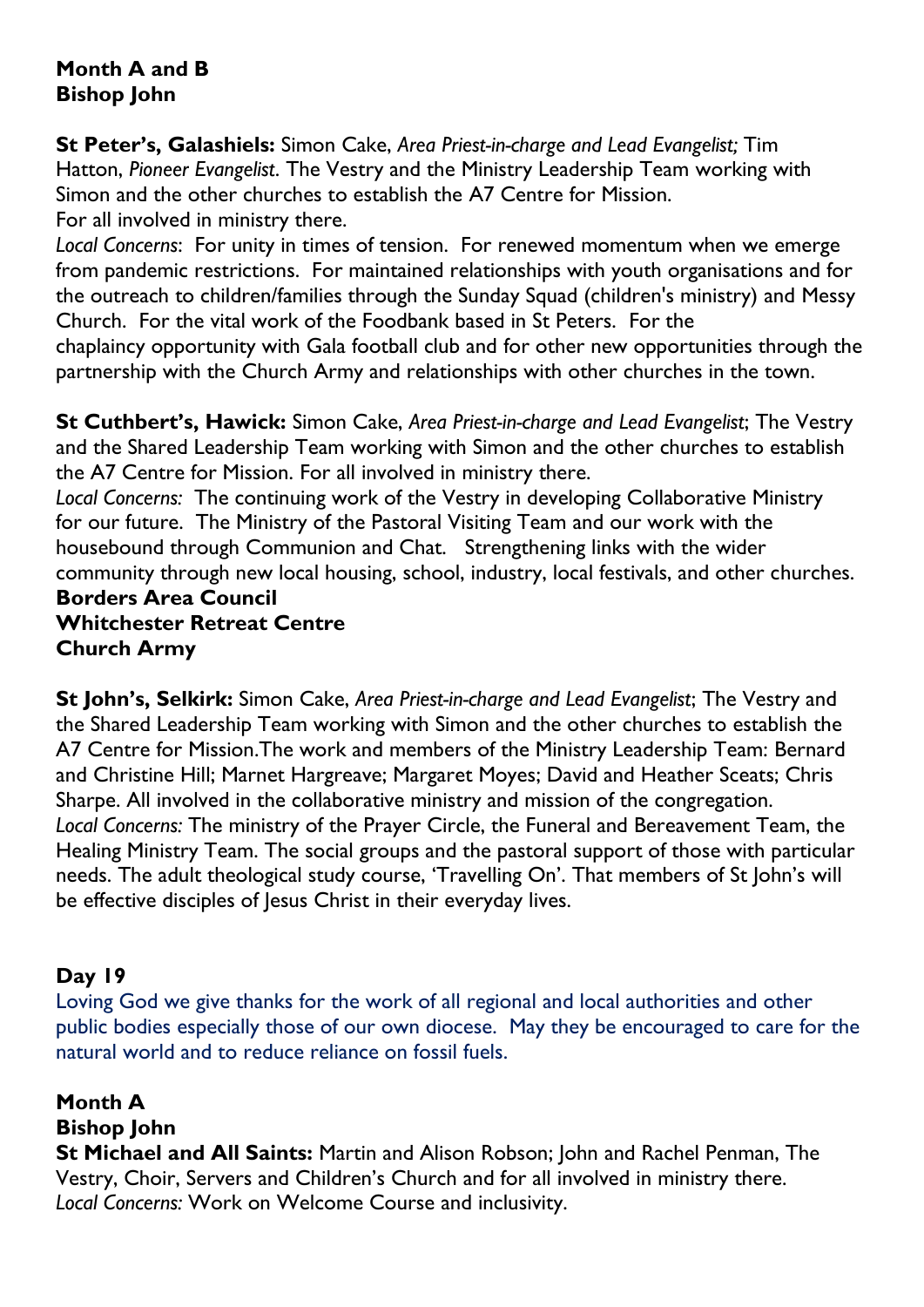**Month A and B**
**Bishop John**

**St Peter's, Galashiels:** Simon Cake, *Area Priest-in-charge and Lead Evangelist;* Tim Hatton, *Pioneer Evangelist*. The Vestry and the Ministry Leadership Team working with Simon and the other churches to establish the A7 Centre for Mission.
For all involved in ministry there.
*Local Concerns*: For unity in times of tension. For renewed momentum when we emerge from pandemic restrictions. For maintained relationships with youth organisations and for the outreach to children/families through the Sunday Squad (children's ministry) and Messy Church. For the vital work of the Foodbank based in St Peters. For the chaplaincy opportunity with Gala football club and for other new opportunities through the partnership with the Church Army and relationships with other churches in the town.

**St Cuthbert's, Hawick:** Simon Cake, *Area Priest-in-charge and Lead Evangelist*; The Vestry and the Shared Leadership Team working with Simon and the other churches to establish the A7 Centre for Mission. For all involved in ministry there.
*Local Concerns:* The continuing work of the Vestry in developing Collaborative Ministry for our future. The Ministry of the Pastoral Visiting Team and our work with the housebound through Communion and Chat. Strengthening links with the wider community through new local housing, school, industry, local festivals, and other churches.
**Borders Area Council**
**Whitchester Retreat Centre**
**Church Army**

**St John's, Selkirk:** Simon Cake, *Area Priest-in-charge and Lead Evangelist*; The Vestry and the Shared Leadership Team working with Simon and the other churches to establish the A7 Centre for Mission.The work and members of the Ministry Leadership Team: Bernard and Christine Hill; Marnet Hargreave; Margaret Moyes; David and Heather Sceats; Chris Sharpe. All involved in the collaborative ministry and mission of the congregation.
*Local Concerns:* The ministry of the Prayer Circle, the Funeral and Bereavement Team, the Healing Ministry Team. The social groups and the pastoral support of those with particular needs. The adult theological study course, 'Travelling On'. That members of St John's will be effective disciples of Jesus Christ in their everyday lives.

## Day 19

Loving God we give thanks for the work of all regional and local authorities and other public bodies especially those of our own diocese. May they be encouraged to care for the natural world and to reduce reliance on fossil fuels.

**Month A**
**Bishop John**
**St Michael and All Saints:** Martin and Alison Robson; John and Rachel Penman, The Vestry, Choir, Servers and Children's Church and for all involved in ministry there.
*Local Concerns:* Work on Welcome Course and inclusivity.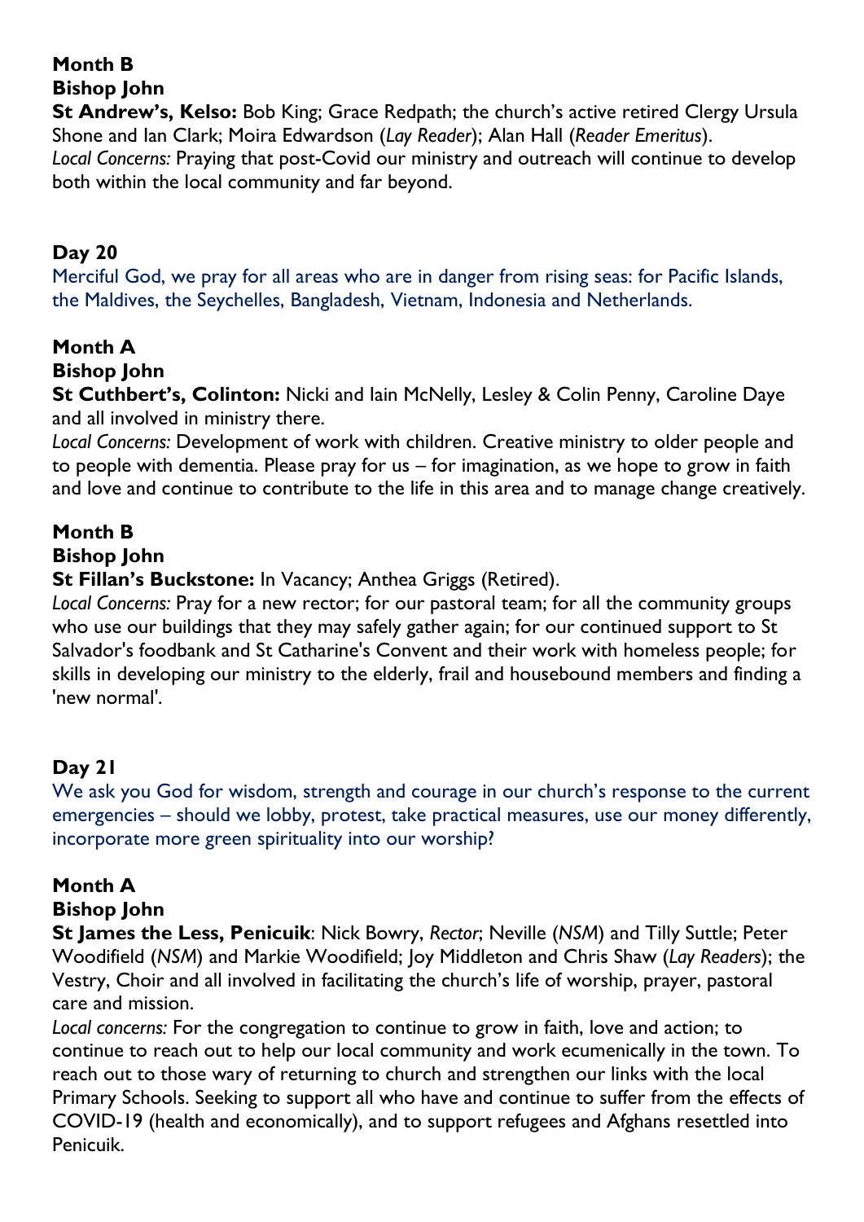**Month B**
**Bishop John**
**St Andrew's, Kelso:** Bob King; Grace Redpath; the church's active retired Clergy Ursula Shone and Ian Clark; Moira Edwardson (*Lay Reader*); Alan Hall (*Reader Emeritus*).
*Local Concerns:* Praying that post-Covid our ministry and outreach will continue to develop both within the local community and far beyond.

## Day 20

Merciful God, we pray for all areas who are in danger from rising seas: for Pacific Islands, the Maldives, the Seychelles, Bangladesh, Vietnam, Indonesia and Netherlands.

**Month A**
**Bishop John**
**St Cuthbert's, Colinton:** Nicki and Iain McNelly, Lesley & Colin Penny, Caroline Daye and all involved in ministry there.
*Local Concerns:* Development of work with children. Creative ministry to older people and to people with dementia. Please pray for us – for imagination, as we hope to grow in faith and love and continue to contribute to the life in this area and to manage change creatively.

**Month B**
**Bishop John**
**St Fillan's Buckstone:** In Vacancy; Anthea Griggs (Retired).
*Local Concerns:* Pray for a new rector; for our pastoral team; for all the community groups who use our buildings that they may safely gather again; for our continued support to St Salvador's foodbank and St Catharine's Convent and their work with homeless people; for skills in developing our ministry to the elderly, frail and housebound members and finding a 'new normal'.

## Day 21

We ask you God for wisdom, strength and courage in our church's response to the current emergencies – should we lobby, protest, take practical measures, use our money differently, incorporate more green spirituality into our worship?

**Month A**
**Bishop John**
**St James the Less, Penicuik**: Nick Bowry, *Rector*; Neville (*NSM*) and Tilly Suttle; Peter Woodifield (*NSM*) and Markie Woodifield; Joy Middleton and Chris Shaw (*Lay Readers*); the Vestry, Choir and all involved in facilitating the church's life of worship, prayer, pastoral care and mission.
*Local concerns:* For the congregation to continue to grow in faith, love and action; to continue to reach out to help our local community and work ecumenically in the town. To reach out to those wary of returning to church and strengthen our links with the local Primary Schools. Seeking to support all who have and continue to suffer from the effects of COVID-19 (health and economically), and to support refugees and Afghans resettled into Penicuik.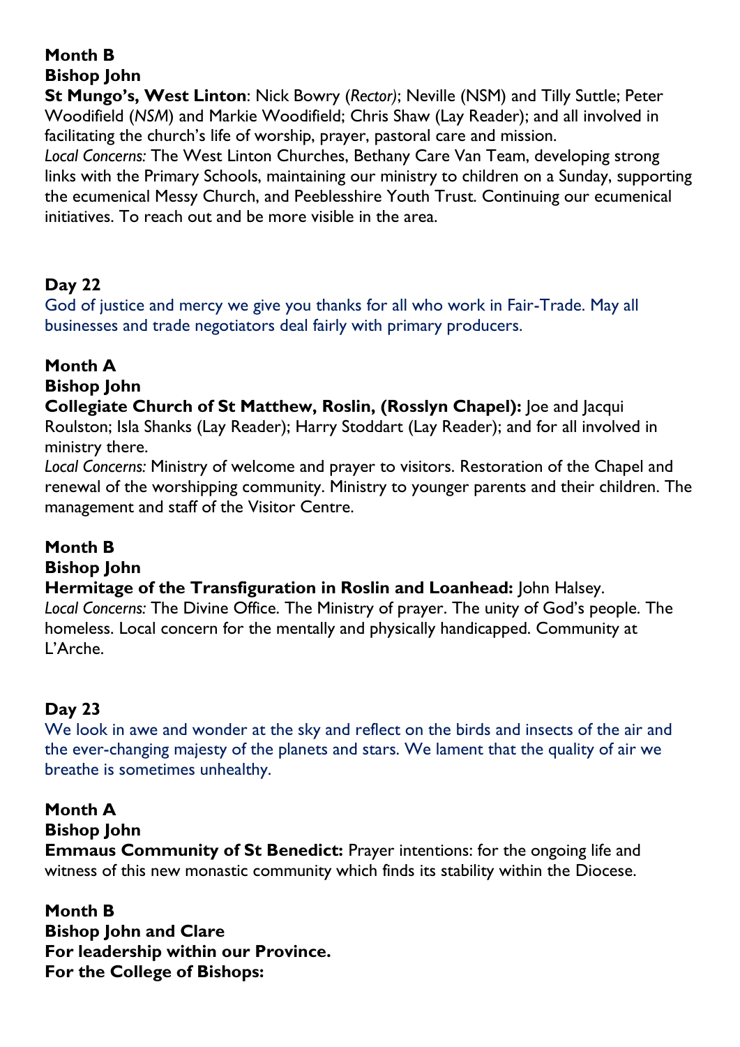**Month B**
**Bishop John**
**St Mungo's, West Linton**: Nick Bowry (*Rector)*; Neville (NSM) and Tilly Suttle; Peter Woodifield (*NSM*) and Markie Woodifield; Chris Shaw (Lay Reader); and all involved in facilitating the church's life of worship, prayer, pastoral care and mission.
*Local Concerns:* The West Linton Churches, Bethany Care Van Team, developing strong links with the Primary Schools, maintaining our ministry to children on a Sunday, supporting the ecumenical Messy Church, and Peeblesshire Youth Trust. Continuing our ecumenical initiatives. To reach out and be more visible in the area.

**Day 22**
God of justice and mercy we give you thanks for all who work in Fair-Trade. May all businesses and trade negotiators deal fairly with primary producers.

**Month A**
**Bishop John**
**Collegiate Church of St Matthew, Roslin, (Rosslyn Chapel):** Joe and Jacqui Roulston; Isla Shanks (Lay Reader); Harry Stoddart (Lay Reader); and for all involved in ministry there.
*Local Concerns:* Ministry of welcome and prayer to visitors. Restoration of the Chapel and renewal of the worshipping community. Ministry to younger parents and their children. The management and staff of the Visitor Centre.

**Month B**
**Bishop John**
**Hermitage of the Transfiguration in Roslin and Loanhead:** John Halsey.
*Local Concerns:* The Divine Office. The Ministry of prayer. The unity of God's people. The homeless. Local concern for the mentally and physically handicapped. Community at L'Arche.

**Day 23**
We look in awe and wonder at the sky and reflect on the birds and insects of the air and the ever-changing majesty of the planets and stars. We lament that the quality of air we breathe is sometimes unhealthy.

**Month A**
**Bishop John**
**Emmaus Community of St Benedict:** Prayer intentions: for the ongoing life and witness of this new monastic community which finds its stability within the Diocese.

**Month B**
**Bishop John and Clare**
**For leadership within our Province.**
**For the College of Bishops:**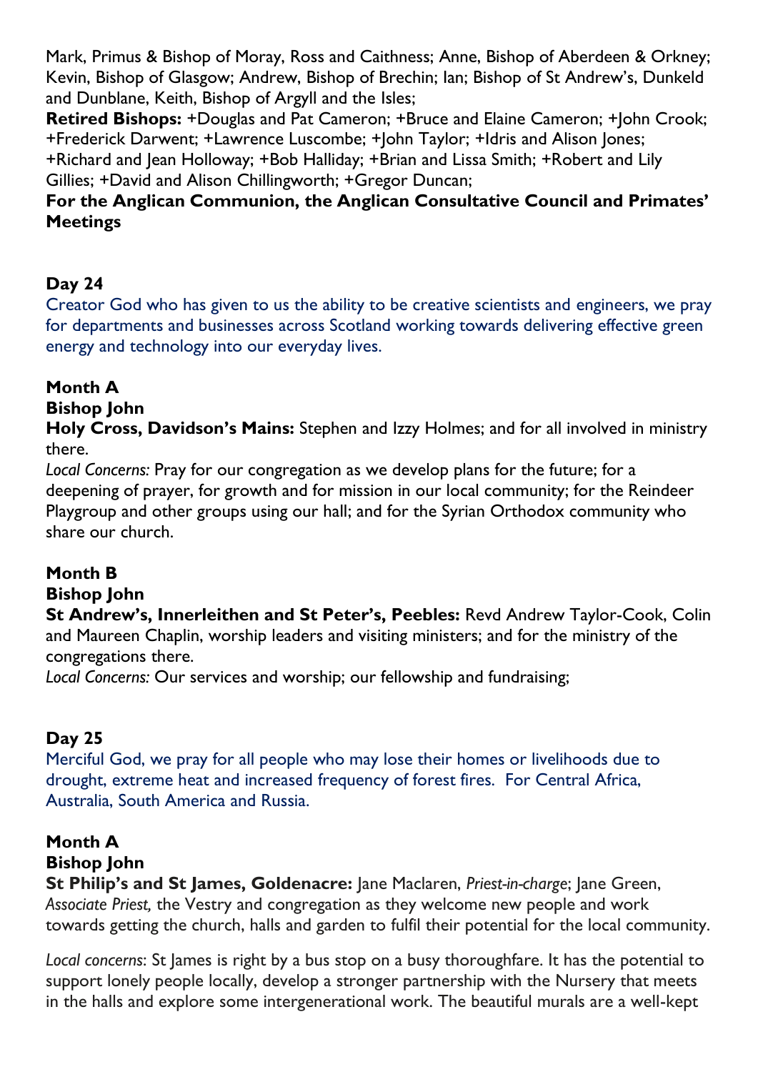Mark, Primus & Bishop of Moray, Ross and Caithness; Anne, Bishop of Aberdeen & Orkney; Kevin, Bishop of Glasgow; Andrew, Bishop of Brechin; Ian; Bishop of St Andrew's, Dunkeld and Dunblane, Keith, Bishop of Argyll and the Isles;

**Retired Bishops:** +Douglas and Pat Cameron; +Bruce and Elaine Cameron; +John Crook; +Frederick Darwent; +Lawrence Luscombe; +John Taylor; +Idris and Alison Jones; +Richard and Jean Holloway; +Bob Halliday; +Brian and Lissa Smith; +Robert and Lily Gillies; +David and Alison Chillingworth; +Gregor Duncan;

**For the Anglican Communion, the Anglican Consultative Council and Primates' Meetings**

## Day 24

Creator God who has given to us the ability to be creative scientists and engineers, we pray for departments and businesses across Scotland working towards delivering effective green energy and technology into our everyday lives.

**Month A**

**Bishop John**

**Holy Cross, Davidson's Mains:** Stephen and Izzy Holmes; and for all involved in ministry there.

*Local Concerns:* Pray for our congregation as we develop plans for the future; for a deepening of prayer, for growth and for mission in our local community; for the Reindeer Playgroup and other groups using our hall; and for the Syrian Orthodox community who share our church.

**Month B**

**Bishop John**

**St Andrew's, Innerleithen and St Peter's, Peebles:** Revd Andrew Taylor-Cook, Colin and Maureen Chaplin, worship leaders and visiting ministers; and for the ministry of the congregations there.

*Local Concerns:* Our services and worship; our fellowship and fundraising;

## Day 25

Merciful God, we pray for all people who may lose their homes or livelihoods due to drought, extreme heat and increased frequency of forest fires. For Central Africa, Australia, South America and Russia.

**Month A**

**Bishop John**

**St Philip's and St James, Goldenacre:** Jane Maclaren, *Priest-in-charge*; Jane Green, *Associate Priest,* the Vestry and congregation as they welcome new people and work towards getting the church, halls and garden to fulfil their potential for the local community.

*Local concerns*: St James is right by a bus stop on a busy thoroughfare. It has the potential to support lonely people locally, develop a stronger partnership with the Nursery that meets in the halls and explore some intergenerational work. The beautiful murals are a well-kept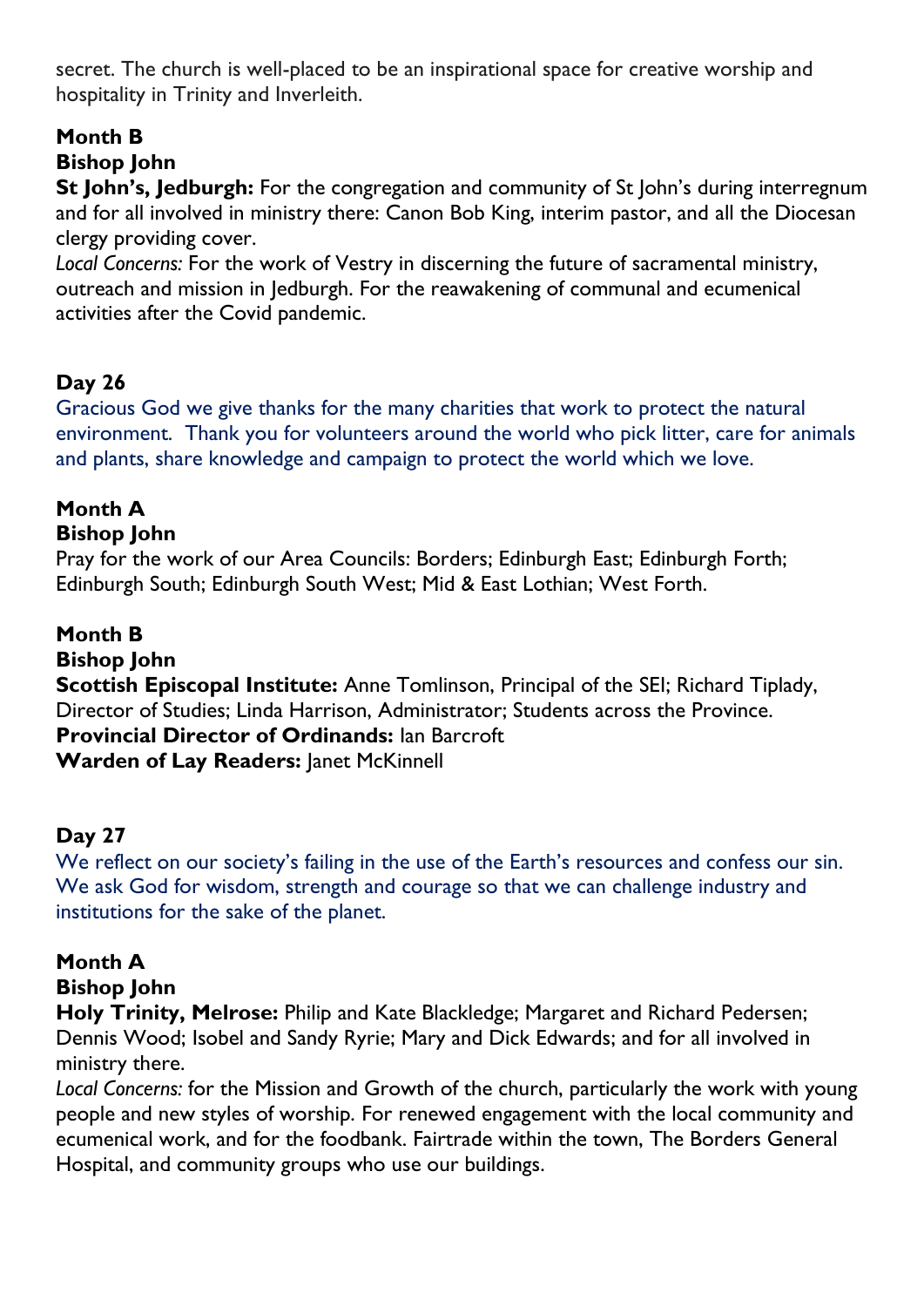secret. The church is well-placed to be an inspirational space for creative worship and hospitality in Trinity and Inverleith.

**Month B**

**Bishop John**

**St John's, Jedburgh:** For the congregation and community of St John's during interregnum and for all involved in ministry there: Canon Bob King, interim pastor, and all the Diocesan clergy providing cover.

*Local Concerns:* For the work of Vestry in discerning the future of sacramental ministry, outreach and mission in Jedburgh. For the reawakening of communal and ecumenical activities after the Covid pandemic.

**Day 26**

Gracious God we give thanks for the many charities that work to protect the natural environment. Thank you for volunteers around the world who pick litter, care for animals and plants, share knowledge and campaign to protect the world which we love.

**Month A**

**Bishop John**

Pray for the work of our Area Councils: Borders; Edinburgh East; Edinburgh Forth; Edinburgh South; Edinburgh South West; Mid & East Lothian; West Forth.

**Month B**

**Bishop John**

**Scottish Episcopal Institute:** Anne Tomlinson, Principal of the SEI; Richard Tiplady, Director of Studies; Linda Harrison, Administrator; Students across the Province.

**Provincial Director of Ordinands:** Ian Barcroft

**Warden of Lay Readers:** Janet McKinnell

**Day 27**

We reflect on our society's failing in the use of the Earth's resources and confess our sin. We ask God for wisdom, strength and courage so that we can challenge industry and institutions for the sake of the planet.

**Month A**

**Bishop John**

**Holy Trinity, Melrose:** Philip and Kate Blackledge; Margaret and Richard Pedersen; Dennis Wood; Isobel and Sandy Ryrie; Mary and Dick Edwards; and for all involved in ministry there.

*Local Concerns:* for the Mission and Growth of the church, particularly the work with young people and new styles of worship. For renewed engagement with the local community and ecumenical work, and for the foodbank. Fairtrade within the town, The Borders General Hospital, and community groups who use our buildings.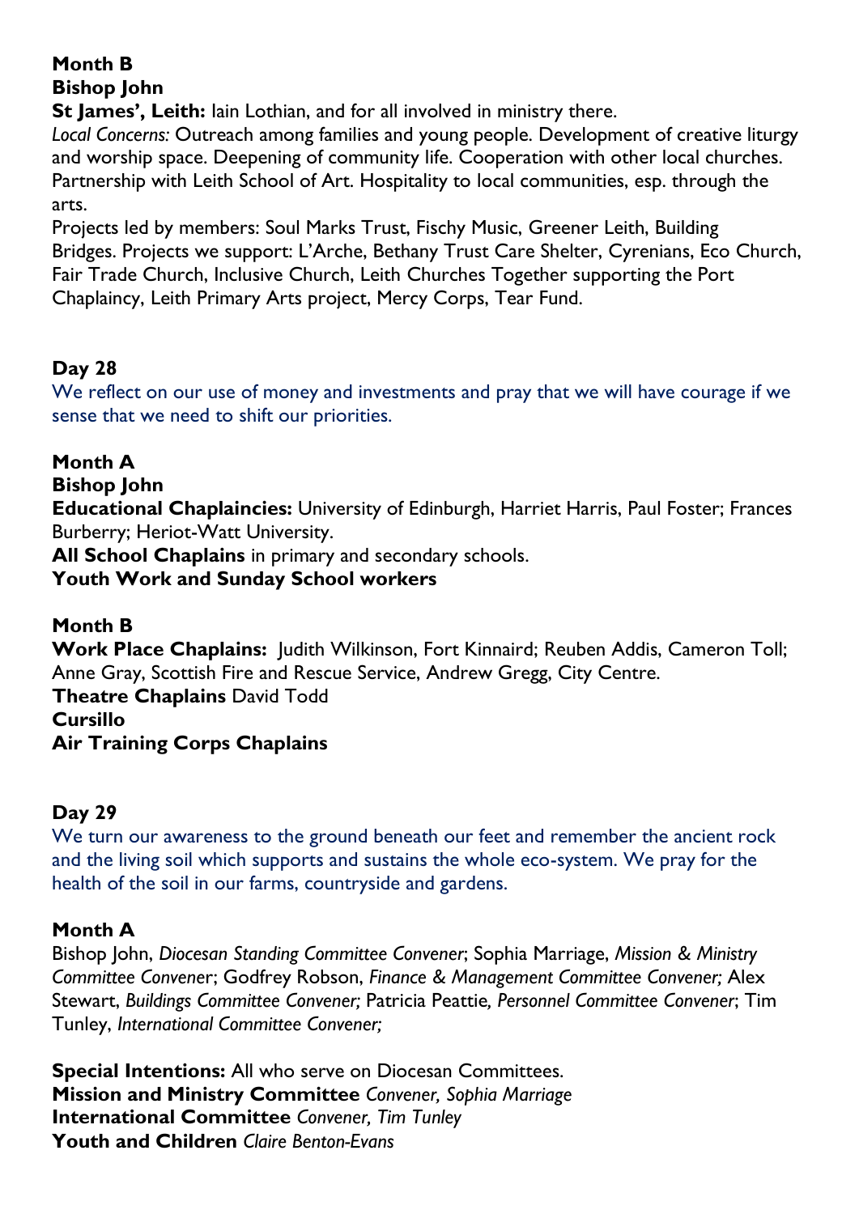**Month B**
**Bishop John**
**St James', Leith:** Iain Lothian, and for all involved in ministry there.
*Local Concerns:* Outreach among families and young people. Development of creative liturgy and worship space. Deepening of community life. Cooperation with other local churches. Partnership with Leith School of Art. Hospitality to local communities, esp. through the arts.
Projects led by members: Soul Marks Trust, Fischy Music, Greener Leith, Building Bridges. Projects we support: L'Arche, Bethany Trust Care Shelter, Cyrenians, Eco Church, Fair Trade Church, Inclusive Church, Leith Churches Together supporting the Port Chaplaincy, Leith Primary Arts project, Mercy Corps, Tear Fund.

**Day 28**
We reflect on our use of money and investments and pray that we will have courage if we sense that we need to shift our priorities.

**Month A**
**Bishop John**
**Educational Chaplaincies:** University of Edinburgh, Harriet Harris, Paul Foster; Frances Burberry; Heriot-Watt University.
**All School Chaplains** in primary and secondary schools.
**Youth Work and Sunday School workers**

**Month B**
**Work Place Chaplains:** Judith Wilkinson, Fort Kinnaird; Reuben Addis, Cameron Toll; Anne Gray, Scottish Fire and Rescue Service, Andrew Gregg, City Centre.
**Theatre Chaplains** David Todd
**Cursillo**
**Air Training Corps Chaplains**

**Day 29**
We turn our awareness to the ground beneath our feet and remember the ancient rock and the living soil which supports and sustains the whole eco-system. We pray for the health of the soil in our farms, countryside and gardens.

**Month A**
Bishop John, *Diocesan Standing Committee Convener*; Sophia Marriage, *Mission & Ministry Committee Convener*; Godfrey Robson, *Finance & Management Committee Convener;* Alex Stewart, *Buildings Committee Convener;* Patricia Peattie*, Personnel Committee Convener*; Tim Tunley, *International Committee Convener;*

**Special Intentions:** All who serve on Diocesan Committees.
**Mission and Ministry Committee** *Convener, Sophia Marriage*
**International Committee** *Convener, Tim Tunley*
**Youth and Children** *Claire Benton-Evans*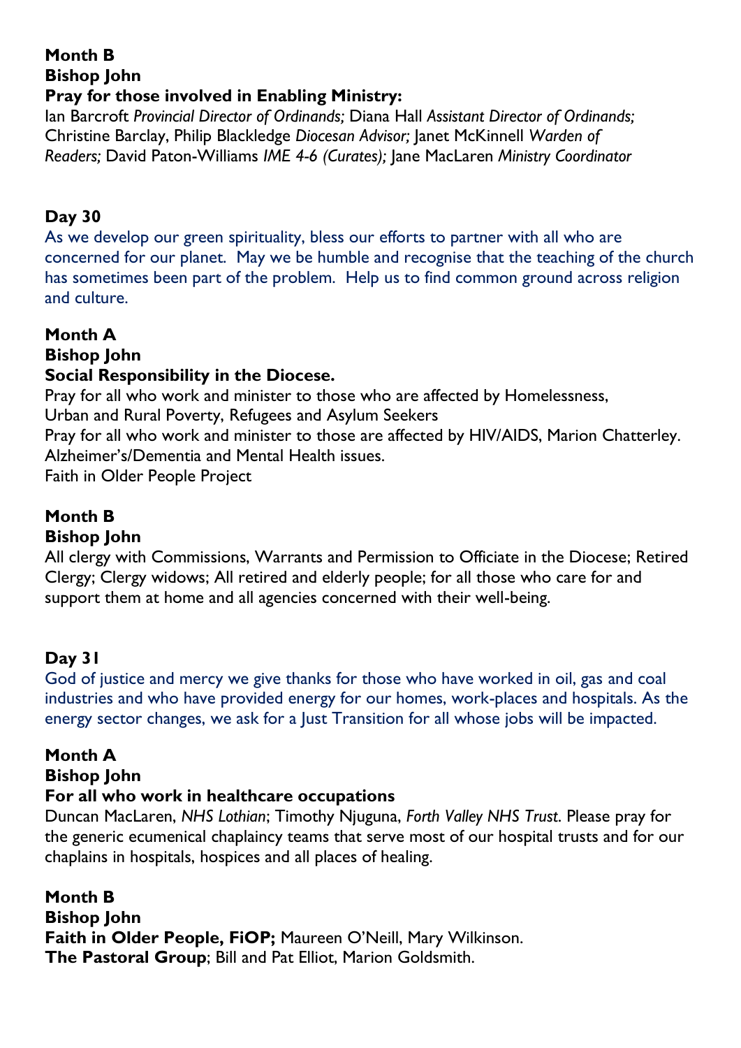**Month B**
**Bishop John**
**Pray for those involved in Enabling Ministry:**
Ian Barcroft *Provincial Director of Ordinands;* Diana Hall *Assistant Director of Ordinands;* Christine Barclay, Philip Blackledge *Diocesan Advisor;* Janet McKinnell *Warden of Readers;* David Paton-Williams *IME 4-6 (Curates);* Jane MacLaren *Ministry Coordinator*

**Day 30**
As we develop our green spirituality, bless our efforts to partner with all who are concerned for our planet. May we be humble and recognise that the teaching of the church has sometimes been part of the problem. Help us to find common ground across religion and culture.

**Month A**
**Bishop John**
**Social Responsibility in the Diocese.**
Pray for all who work and minister to those who are affected by Homelessness,
Urban and Rural Poverty, Refugees and Asylum Seekers
Pray for all who work and minister to those are affected by HIV/AIDS, Marion Chatterley.
Alzheimer's/Dementia and Mental Health issues.
Faith in Older People Project

**Month B**
**Bishop John**
All clergy with Commissions, Warrants and Permission to Officiate in the Diocese; Retired Clergy; Clergy widows; All retired and elderly people; for all those who care for and support them at home and all agencies concerned with their well-being.

**Day 31**
God of justice and mercy we give thanks for those who have worked in oil, gas and coal industries and who have provided energy for our homes, work-places and hospitals. As the energy sector changes, we ask for a Just Transition for all whose jobs will be impacted.

**Month A**
**Bishop John**
**For all who work in healthcare occupations**
Duncan MacLaren, *NHS Lothian*; Timothy Njuguna, *Forth Valley NHS Trust*. Please pray for the generic ecumenical chaplaincy teams that serve most of our hospital trusts and for our chaplains in hospitals, hospices and all places of healing.

**Month B**
**Bishop John**
**Faith in Older People, FiOP;** Maureen O'Neill, Mary Wilkinson.
**The Pastoral Group**; Bill and Pat Elliot, Marion Goldsmith.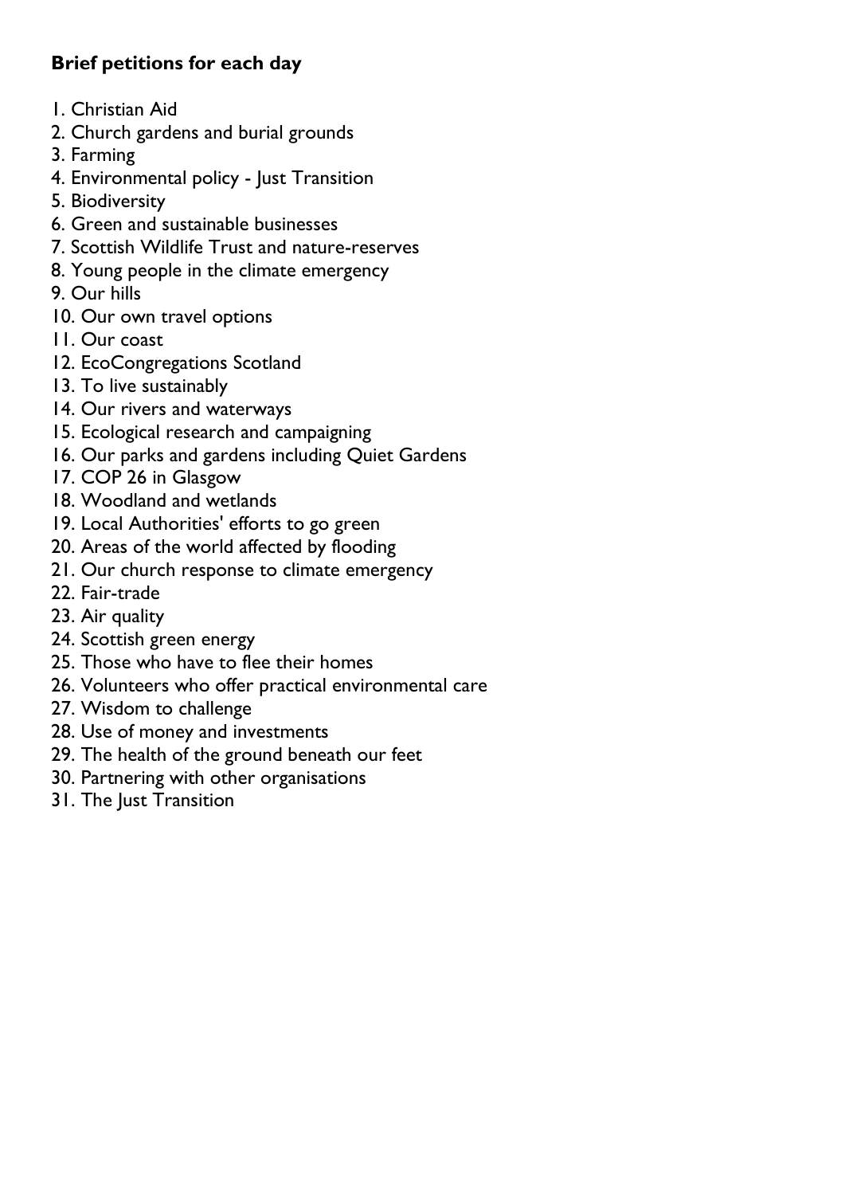**Brief petitions for each day**

1. Christian Aid
2. Church gardens and burial grounds
3. Farming
4. Environmental policy - Just Transition
5. Biodiversity
6. Green and sustainable businesses
7. Scottish Wildlife Trust and nature-reserves
8. Young people in the climate emergency
9. Our hills
10. Our own travel options
11. Our coast
12. EcoCongregations Scotland
13. To live sustainably
14. Our rivers and waterways
15. Ecological research and campaigning
16. Our parks and gardens including Quiet Gardens
17. COP 26 in Glasgow
18. Woodland and wetlands
19. Local Authorities' efforts to go green
20. Areas of the world affected by flooding
21. Our church response to climate emergency
22. Fair-trade
23. Air quality
24. Scottish green energy
25. Those who have to flee their homes
26. Volunteers who offer practical environmental care
27. Wisdom to challenge
28. Use of money and investments
29. The health of the ground beneath our feet
30. Partnering with other organisations
31. The Just Transition